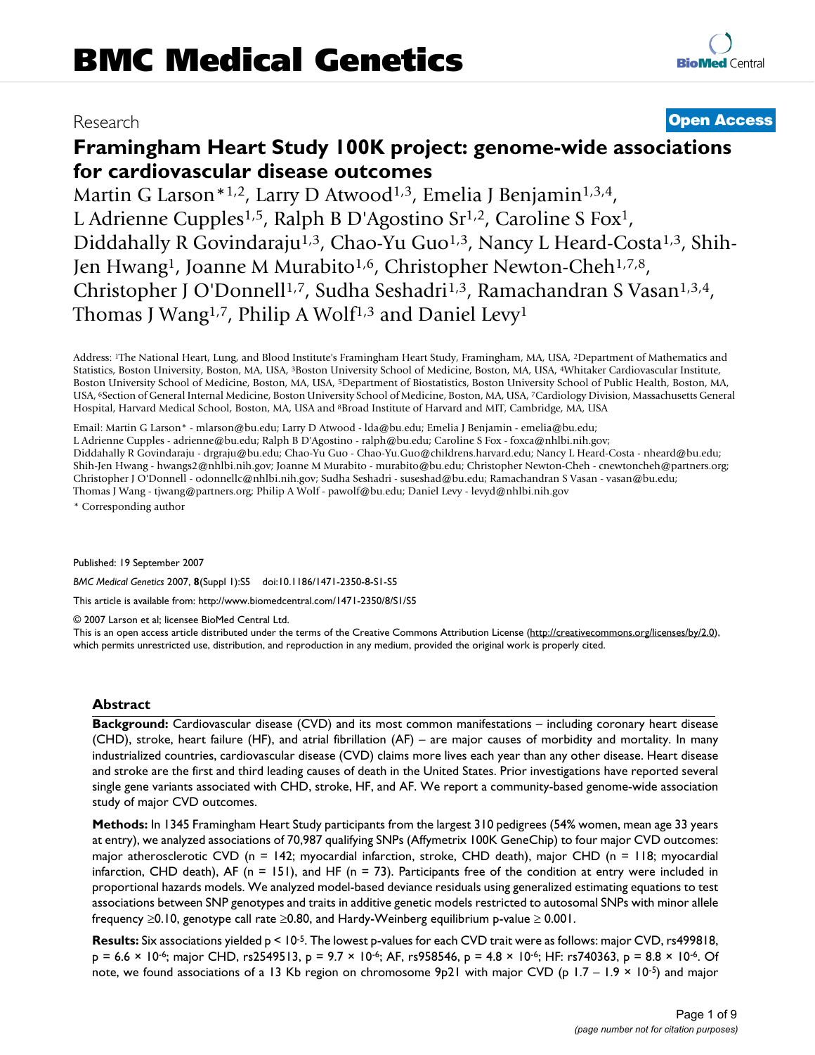# BMC Medical Genetics

Research **Open Access**

# Framingham Heart Study 100K project: genome-wide associations for cardiovascular disease outcomes

Martin G Larson*[1,2], Larry D Atwood[1,3], Emelia J Benjamin[1,3,4], L Adrienne Cupples[1,5], Ralph B D'Agostino Sr[1,2], Caroline S Fox[1], Diddahally R Govindaraju[1,3], Chao-Yu Guo[1,3], Nancy L Heard-Costa[1,3], Shih-Jen Hwang[1], Joanne M Murabito[1,6], Christopher Newton-Cheh[1,7,8], Christopher J O'Donnell[1,7], Sudha Seshadri[1,3], Ramachandran S Vasan[1,3,4], Thomas J Wang[1,7], Philip A Wolf[1,3] and Daniel Levy[1]

Address: [1]The National Heart, Lung, and Blood Institute's Framingham Heart Study, Framingham, MA, USA, [2]Department of Mathematics and Statistics, Boston University, Boston, MA, USA, [3]Boston University School of Medicine, Boston, MA, USA, [4]Whitaker Cardiovascular Institute, Boston University School of Medicine, Boston, MA, USA, [5]Department of Biostatistics, Boston University School of Public Health, Boston, MA, USA, [6]Section of General Internal Medicine, Boston University School of Medicine, Boston, MA, USA, [7]Cardiology Division, Massachusetts General Hospital, Harvard Medical School, Boston, MA, USA and [8]Broad Institute of Harvard and MIT, Cambridge, MA, USA

Email: Martin G Larson* - mlarson@bu.edu; Larry D Atwood - lda@bu.edu; Emelia J Benjamin - emelia@bu.edu; L Adrienne Cupples - adrienne@bu.edu; Ralph B D'Agostino - ralph@bu.edu; Caroline S Fox - foxca@nhlbi.nih.gov; Diddahally R Govindaraju - drgraju@bu.edu; Chao-Yu Guo - Chao-Yu.Guo@childrens.harvard.edu; Nancy L Heard-Costa - nheard@bu.edu; Shih-Jen Hwang - hwangs2@nhlbi.nih.gov; Joanne M Murabito - murabito@bu.edu; Christopher Newton-Cheh - cnewtoncheh@partners.org; Christopher J O'Donnell - odonnellc@nhlbi.nih.gov; Sudha Seshadri - suseshad@bu.edu; Ramachandran S Vasan - vasan@bu.edu; Thomas J Wang - tjwang@partners.org; Philip A Wolf - pawolf@bu.edu; Daniel Levy - levyd@nhlbi.nih.gov

\* Corresponding author

Published: 19 September 2007

*BMC Medical Genetics* 2007, **8**(Suppl 1):S5 doi:10.1186/1471-2350-8-S1-S5

This article is available from: http://www.biomedcentral.com/1471-2350/8/S1/S5

© 2007 Larson et al; licensee BioMed Central Ltd.

This is an open access article distributed under the terms of the Creative Commons Attribution License (http://creativecommons.org/licenses/by/2.0), which permits unrestricted use, distribution, and reproduction in any medium, provided the original work is properly cited.

## Abstract

**Background:** Cardiovascular disease (CVD) and its most common manifestations – including coronary heart disease (CHD), stroke, heart failure (HF), and atrial fibrillation (AF) – are major causes of morbidity and mortality. In many industrialized countries, cardiovascular disease (CVD) claims more lives each year than any other disease. Heart disease and stroke are the first and third leading causes of death in the United States. Prior investigations have reported several single gene variants associated with CHD, stroke, HF, and AF. We report a community-based genome-wide association study of major CVD outcomes.

**Methods:** In 1345 Framingham Heart Study participants from the largest 310 pedigrees (54% women, mean age 33 years at entry), we analyzed associations of 70,987 qualifying SNPs (Affymetrix 100K GeneChip) to four major CVD outcomes: major atherosclerotic CVD (n = 142; myocardial infarction, stroke, CHD death), major CHD (n = 118; myocardial infarction, CHD death), AF (n = 151), and HF (n = 73). Participants free of the condition at entry were included in proportional hazards models. We analyzed model-based deviance residuals using generalized estimating equations to test associations between SNP genotypes and traits in additive genetic models restricted to autosomal SNPs with minor allele frequency ≥0.10, genotype call rate ≥0.80, and Hardy-Weinberg equilibrium p-value ≥ 0.001.

**Results:** Six associations yielded $p < 10^{-5}$. The lowest p-values for each CVD trait were as follows: major CVD, rs499818, $p = 6.6 \times 10^{-6}$; major CHD, rs2549513, $p = 9.7 \times 10^{-6}$; AF, rs958546, $p = 4.8 \times 10^{-6}$; HF: rs740363, $p = 8.8 \times 10^{-6}$. Of note, we found associations of a 13 Kb region on chromosome 9p21 with major CVD (p 1.7 – $1.9 \times 10^{-5}$) and major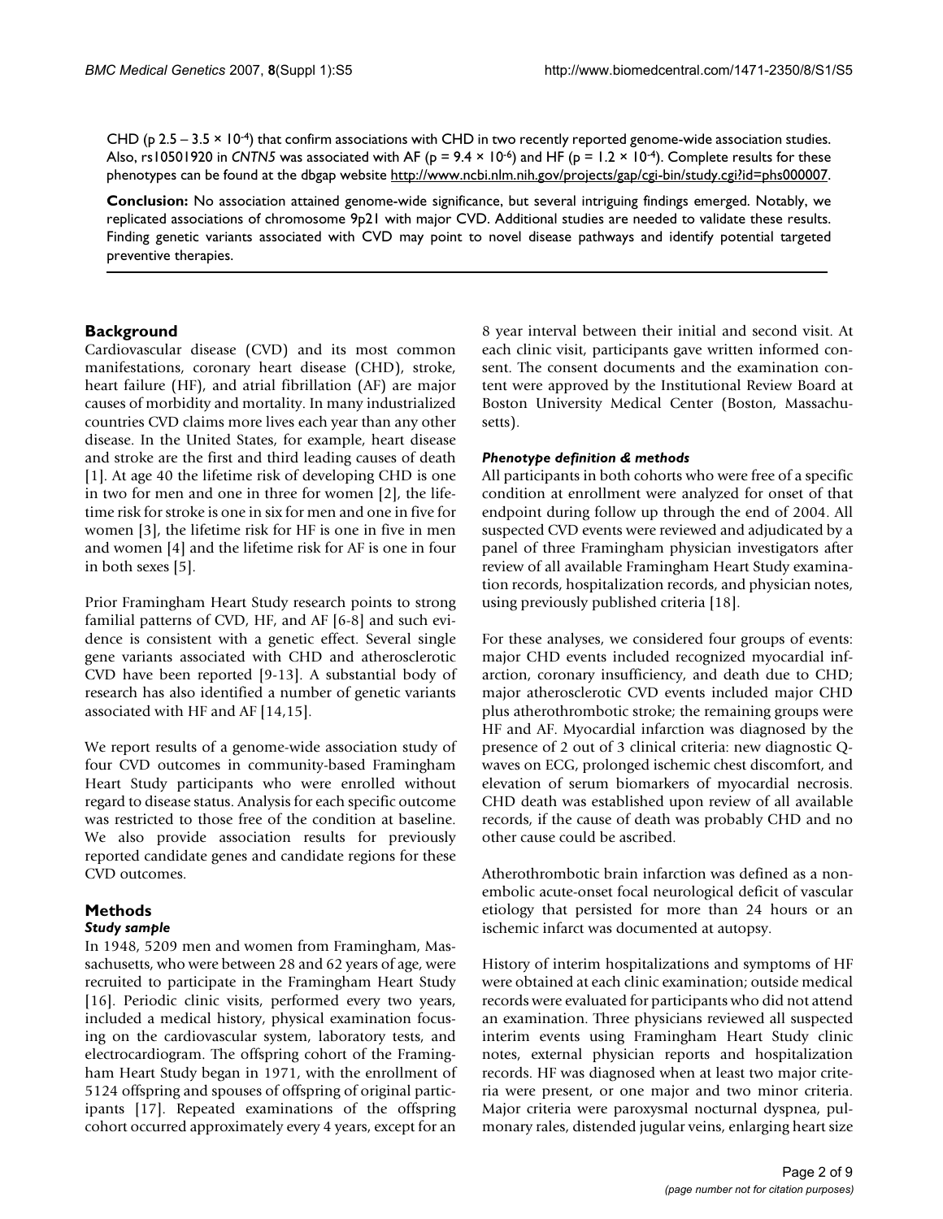CHD (p 2.5 – 3.5 × $10^{-4}$) that confirm associations with CHD in two recently reported genome-wide association studies. Also, rs10501920 in *CNTN5* was associated with AF (p = 9.4 × $10^{-6}$) and HF (p = 1.2 × $10^{-4}$). Complete results for these phenotypes can be found at the dbgap website http://www.ncbi.nlm.nih.gov/projects/gap/cgi-bin/study.cgi?id=phs000007.

**Conclusion:** No association attained genome-wide significance, but several intriguing findings emerged. Notably, we replicated associations of chromosome 9p21 with major CVD. Additional studies are needed to validate these results. Finding genetic variants associated with CVD may point to novel disease pathways and identify potential targeted preventive therapies.

## Background

Cardiovascular disease (CVD) and its most common manifestations, coronary heart disease (CHD), stroke, heart failure (HF), and atrial fibrillation (AF) are major causes of morbidity and mortality. In many industrialized countries CVD claims more lives each year than any other disease. In the United States, for example, heart disease and stroke are the first and third leading causes of death [1]. At age 40 the lifetime risk of developing CHD is one in two for men and one in three for women [2], the lifetime risk for stroke is one in six for men and one in five for women [3], the lifetime risk for HF is one in five in men and women [4] and the lifetime risk for AF is one in four in both sexes [5].

Prior Framingham Heart Study research points to strong familial patterns of CVD, HF, and AF [6-8] and such evidence is consistent with a genetic effect. Several single gene variants associated with CHD and atherosclerotic CVD have been reported [9-13]. A substantial body of research has also identified a number of genetic variants associated with HF and AF [14,15].

We report results of a genome-wide association study of four CVD outcomes in community-based Framingham Heart Study participants who were enrolled without regard to disease status. Analysis for each specific outcome was restricted to those free of the condition at baseline. We also provide association results for previously reported candidate genes and candidate regions for these CVD outcomes.

## Methods

### Study sample

In 1948, 5209 men and women from Framingham, Massachusetts, who were between 28 and 62 years of age, were recruited to participate in the Framingham Heart Study [16]. Periodic clinic visits, performed every two years, included a medical history, physical examination focusing on the cardiovascular system, laboratory tests, and electrocardiogram. The offspring cohort of the Framingham Heart Study began in 1971, with the enrollment of 5124 offspring and spouses of offspring of original participants [17]. Repeated examinations of the offspring cohort occurred approximately every 4 years, except for an 8 year interval between their initial and second visit. At each clinic visit, participants gave written informed consent. The consent documents and the examination content were approved by the Institutional Review Board at Boston University Medical Center (Boston, Massachusetts).

### Phenotype definition & methods

All participants in both cohorts who were free of a specific condition at enrollment were analyzed for onset of that endpoint during follow up through the end of 2004. All suspected CVD events were reviewed and adjudicated by a panel of three Framingham physician investigators after review of all available Framingham Heart Study examination records, hospitalization records, and physician notes, using previously published criteria [18].

For these analyses, we considered four groups of events: major CHD events included recognized myocardial infarction, coronary insufficiency, and death due to CHD; major atherosclerotic CVD events included major CHD plus atherothrombotic stroke; the remaining groups were HF and AF. Myocardial infarction was diagnosed by the presence of 2 out of 3 clinical criteria: new diagnostic Q-waves on ECG, prolonged ischemic chest discomfort, and elevation of serum biomarkers of myocardial necrosis. CHD death was established upon review of all available records, if the cause of death was probably CHD and no other cause could be ascribed.

Atherothrombotic brain infarction was defined as a non-embolic acute-onset focal neurological deficit of vascular etiology that persisted for more than 24 hours or an ischemic infarct was documented at autopsy.

History of interim hospitalizations and symptoms of HF were obtained at each clinic examination; outside medical records were evaluated for participants who did not attend an examination. Three physicians reviewed all suspected interim events using Framingham Heart Study clinic notes, external physician reports and hospitalization records. HF was diagnosed when at least two major criteria were present, or one major and two minor criteria. Major criteria were paroxysmal nocturnal dyspnea, pulmonary rales, distended jugular veins, enlarging heart size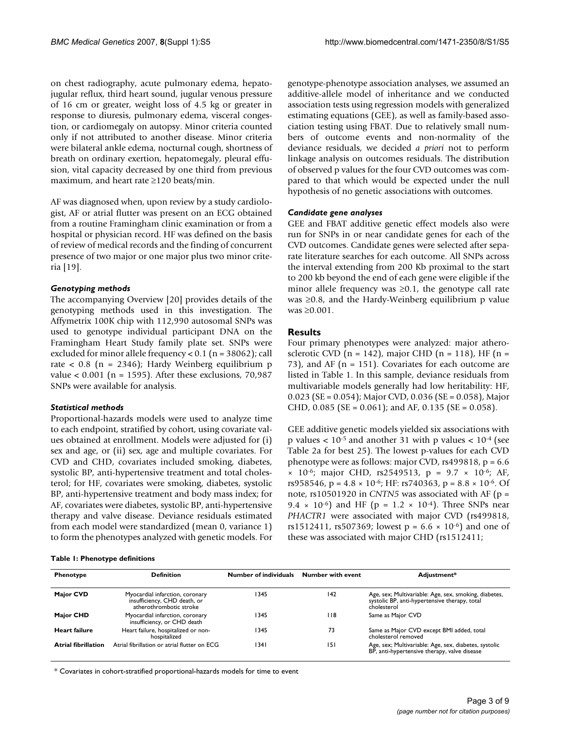on chest radiography, acute pulmonary edema, hepatojugular reflux, third heart sound, jugular venous pressure of 16 cm or greater, weight loss of 4.5 kg or greater in response to diuresis, pulmonary edema, visceral congestion, or cardiomegaly on autopsy. Minor criteria counted only if not attributed to another disease. Minor criteria were bilateral ankle edema, nocturnal cough, shortness of breath on ordinary exertion, hepatomegaly, pleural effusion, vital capacity decreased by one third from previous maximum, and heart rate ≥120 beats/min.

AF was diagnosed when, upon review by a study cardiologist, AF or atrial flutter was present on an ECG obtained from a routine Framingham clinic examination or from a hospital or physician record. HF was defined on the basis of review of medical records and the finding of concurrent presence of two major or one major plus two minor criteria [19].

### *Genotyping methods*

The accompanying Overview [20] provides details of the genotyping methods used in this investigation. The Affymetrix 100K chip with 112,990 autosomal SNPs was used to genotype individual participant DNA on the Framingham Heart Study family plate set. SNPs were excluded for minor allele frequency < 0.1 (n = 38062); call rate < 0.8 (n = 2346); Hardy Weinberg equilibrium p value < 0.001 (n = 1595). After these exclusions, 70,987 SNPs were available for analysis.

### *Statistical methods*

Proportional-hazards models were used to analyze time to each endpoint, stratified by cohort, using covariate values obtained at enrollment. Models were adjusted for (i) sex and age, or (ii) sex, age and multiple covariates. For CVD and CHD, covariates included smoking, diabetes, systolic BP, anti-hypertensive treatment and total cholesterol; for HF, covariates were smoking, diabetes, systolic BP, anti-hypertensive treatment and body mass index; for AF, covariates were diabetes, systolic BP, anti-hypertensive therapy and valve disease. Deviance residuals estimated from each model were standardized (mean 0, variance 1) to form the phenotypes analyzed with genetic models. For genotype-phenotype association analyses, we assumed an additive-allele model of inheritance and we conducted association tests using regression models with generalized estimating equations (GEE), as well as family-based association testing using FBAT. Due to relatively small numbers of outcome events and non-normality of the deviance residuals, we decided *a priori* not to perform linkage analysis on outcomes residuals. The distribution of observed p values for the four CVD outcomes was compared to that which would be expected under the null hypothesis of no genetic associations with outcomes.

### *Candidate gene analyses*

GEE and FBAT additive genetic effect models also were run for SNPs in or near candidate genes for each of the CVD outcomes. Candidate genes were selected after separate literature searches for each outcome. All SNPs across the interval extending from 200 Kb proximal to the start to 200 kb beyond the end of each gene were eligible if the minor allele frequency was ≥0.1, the genotype call rate was ≥0.8, and the Hardy-Weinberg equilibrium p value was ≥0.001.

## Results

Four primary phenotypes were analyzed: major atherosclerotic CVD (n = 142), major CHD (n = 118), HF (n = 73), and AF (n = 151). Covariates for each outcome are listed in Table 1. In this sample, deviance residuals from multivariable models generally had low heritability: HF, 0.023 (SE = 0.054); Major CVD, 0.036 (SE = 0.058), Major CHD, 0.085 (SE = 0.061); and AF, 0.135 (SE = 0.058).

GEE additive genetic models yielded six associations with p values < $10^{-5}$ and another 31 with p values < $10^{-4}$ (see Table 2a for best 25). The lowest p-values for each CVD phenotype were as follows: major CVD, rs499818, p = $6.6 \times 10^{-6}$; major CHD, rs2549513, p = $9.7 \times 10^{-6}$; AF, rs958546, p = $4.8 \times 10^{-6}$; HF: rs740363, p = $8.8 \times 10^{-6}$. Of note, rs10501920 in *CNTN5* was associated with AF (p = $9.4 \times 10^{-6}$) and HF (p = $1.2 \times 10^{-4}$). Three SNPs near *PHACTR1* were associated with major CVD (rs499818, rs1512411, rs507369; lowest p = $6.6 \times 10^{-6}$) and one of these was associated with major CHD (rs1512411;

**Table 1: Phenotype definitions**

| Phenotype | Definition | Number of individuals | Number with event | Adjustment* |
|---|---|---|---|---|
| **Major CVD** | Myocardial infarction, coronary insufficiency, CHD death, or atherothrombotic stroke | 1345 | 142 | Age, sex; Multivariable: Age, sex, smoking, diabetes, systolic BP, anti-hypertensive therapy, total cholesterol |
| **Major CHD** | Myocardial infarction, coronary insufficiency, or CHD death | 1345 | 118 | Same as Major CVD |
| **Heart failure** | Heart failure, hospitalized or non-hospitalized | 1345 | 73 | Same as Major CVD except BMI added, total cholesterol removed |
| **Atrial fibrillation** | Atrial fibrillation or atrial flutter on ECG | 1341 | 151 | Age, sex; Multivariable: Age, sex, diabetes, systolic BP, anti-hypertensive therapy, valve disease |

* Covariates in cohort-stratified proportional-hazards models for time to event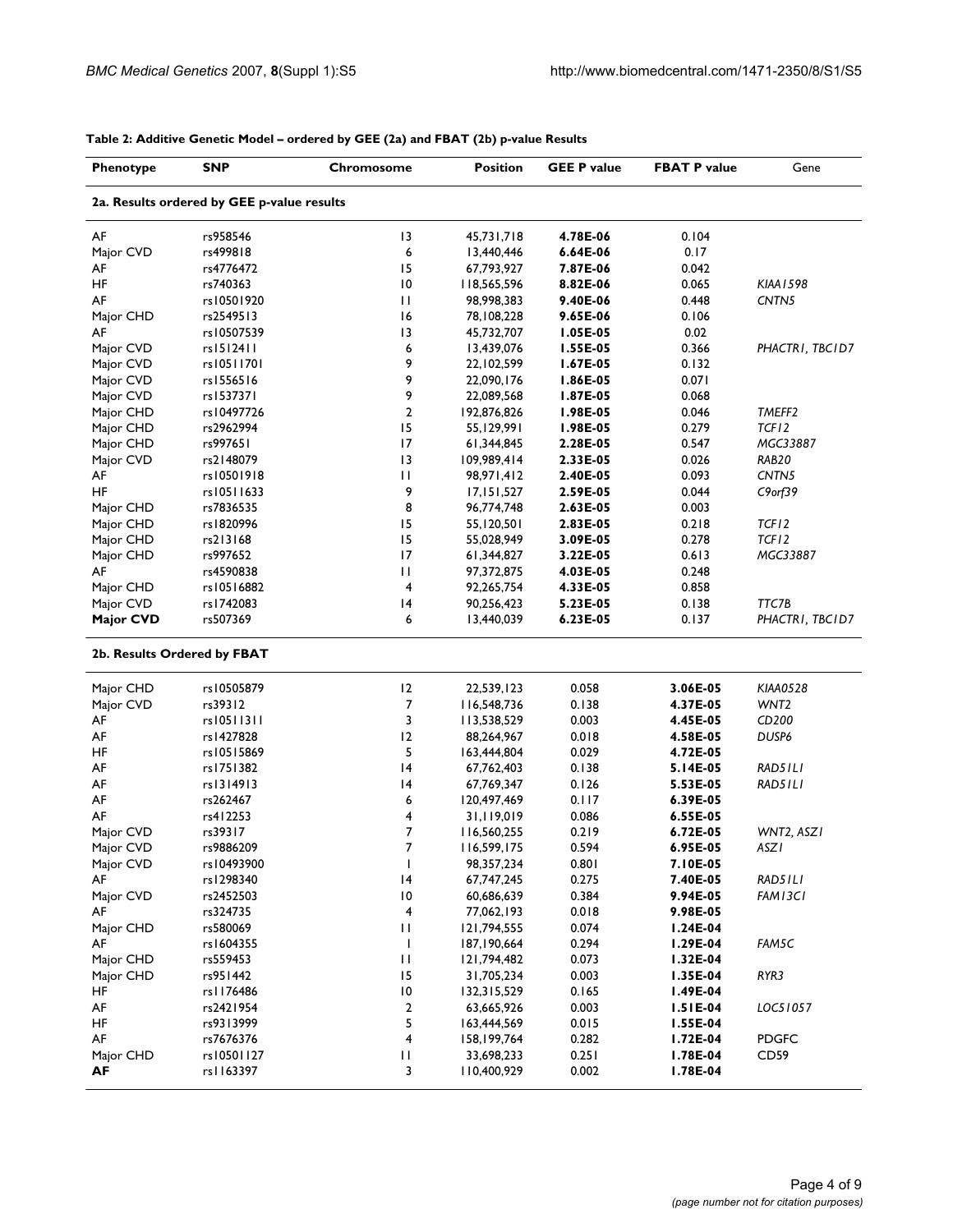**Table 2: Additive Genetic Model – ordered by GEE (2a) and FBAT (2b) p-value Results**

| Phenotype | SNP | Chromosome | Position | GEE P value | FBAT P value | Gene |
|---|---|---|---|---|---|---|
| **2a. Results ordered by GEE p-value results** | | | | | | |
| AF | rs958546 | 13 | 45,731,718 | **4.78E-06** | 0.104 | |
| Major CVD | rs499818 | 6 | 13,440,446 | **6.64E-06** | 0.17 | |
| AF | rs4776472 | 15 | 67,793,927 | **7.87E-06** | 0.042 | |
| HF | rs740363 | 10 | 118,565,596 | **8.82E-06** | 0.065 | *KIAA1598* |
| AF | rs10501920 | 11 | 98,998,383 | **9.40E-06** | 0.448 | *CNTN5* |
| Major CHD | rs2549513 | 16 | 78,108,228 | **9.65E-06** | 0.106 | |
| AF | rs10507539 | 13 | 45,732,707 | **1.05E-05** | 0.02 | |
| Major CVD | rs1512411 | 6 | 13,439,076 | **1.55E-05** | 0.366 | *PHACTR1, TBC1D7* |
| Major CVD | rs10511701 | 9 | 22,102,599 | **1.67E-05** | 0.132 | |
| Major CVD | rs1556516 | 9 | 22,090,176 | **1.86E-05** | 0.071 | |
| Major CVD | rs1537371 | 9 | 22,089,568 | **1.87E-05** | 0.068 | |
| Major CHD | rs10497726 | 2 | 192,876,826 | **1.98E-05** | 0.046 | *TMEFF2* |
| Major CHD | rs2962994 | 15 | 55,129,991 | **1.98E-05** | 0.279 | *TCF12* |
| Major CHD | rs997651 | 17 | 61,344,845 | **2.28E-05** | 0.547 | *MGC33887* |
| Major CVD | rs2148079 | 13 | 109,989,414 | **2.33E-05** | 0.026 | *RAB20* |
| AF | rs10501918 | 11 | 98,971,412 | **2.40E-05** | 0.093 | *CNTN5* |
| HF | rs10511633 | 9 | 17,151,527 | **2.59E-05** | 0.044 | *C9orf39* |
| Major CHD | rs7836535 | 8 | 96,774,748 | **2.63E-05** | 0.003 | |
| Major CHD | rs1820996 | 15 | 55,120,501 | **2.83E-05** | 0.218 | *TCF12* |
| Major CHD | rs213168 | 15 | 55,028,949 | **3.09E-05** | 0.278 | *TCF12* |
| Major CHD | rs997652 | 17 | 61,344,827 | **3.22E-05** | 0.613 | *MGC33887* |
| AF | rs4590838 | 11 | 97,372,875 | **4.03E-05** | 0.248 | |
| Major CHD | rs10516882 | 4 | 92,265,754 | **4.33E-05** | 0.858 | |
| Major CVD | rs1742083 | 14 | 90,256,423 | **5.23E-05** | 0.138 | *TTC7B* |
| **Major CVD** | rs507369 | 6 | 13,440,039 | **6.23E-05** | 0.137 | *PHACTR1, TBC1D7* |
| **2b. Results Ordered by FBAT** | | | | | | |
| Major CHD | rs10505879 | 12 | 22,539,123 | 0.058 | **3.06E-05** | *KIAA0528* |
| Major CVD | rs39312 | 7 | 116,548,736 | 0.138 | **4.37E-05** | *WNT2* |
| AF | rs10511311 | 3 | 113,538,529 | 0.003 | **4.45E-05** | *CD200* |
| AF | rs1427828 | 12 | 88,264,967 | 0.018 | **4.58E-05** | *DUSP6* |
| HF | rs10515869 | 5 | 163,444,804 | 0.029 | **4.72E-05** | |
| AF | rs1751382 | 14 | 67,762,403 | 0.138 | **5.14E-05** | *RAD51L1* |
| AF | rs1314913 | 14 | 67,769,347 | 0.126 | **5.53E-05** | *RAD51L1* |
| AF | rs262467 | 6 | 120,497,469 | 0.117 | **6.39E-05** | |
| AF | rs412253 | 4 | 31,119,019 | 0.086 | **6.55E-05** | |
| Major CVD | rs39317 | 7 | 116,560,255 | 0.219 | **6.72E-05** | *WNT2, ASZ1* |
| Major CVD | rs9886209 | 7 | 116,599,175 | 0.594 | **6.95E-05** | *ASZ1* |
| Major CVD | rs10493900 | 1 | 98,357,234 | 0.801 | **7.10E-05** | |
| AF | rs1298340 | 14 | 67,747,245 | 0.275 | **7.40E-05** | *RAD51L1* |
| Major CVD | rs2452503 | 10 | 60,686,639 | 0.384 | **9.94E-05** | *FAM13C1* |
| AF | rs324735 | 4 | 77,062,193 | 0.018 | **9.98E-05** | |
| Major CHD | rs580069 | 11 | 121,794,555 | 0.074 | **1.24E-04** | |
| AF | rs1604355 | 1 | 187,190,664 | 0.294 | **1.29E-04** | *FAM5C* |
| Major CHD | rs559453 | 11 | 121,794,482 | 0.073 | **1.32E-04** | |
| Major CHD | rs951442 | 15 | 31,705,234 | 0.003 | **1.35E-04** | *RYR3* |
| HF | rs1176486 | 10 | 132,315,529 | 0.165 | **1.49E-04** | |
| AF | rs2421954 | 2 | 63,665,926 | 0.003 | **1.51E-04** | *LOC51057* |
| HF | rs9313999 | 5 | 163,444,569 | 0.015 | **1.55E-04** | |
| AF | rs7676376 | 4 | 158,199,764 | 0.282 | **1.72E-04** | PDGFC |
| Major CHD | rs10501127 | 11 | 33,698,233 | 0.251 | **1.78E-04** | CD59 |
| **AF** | rs1163397 | 3 | 110,400,929 | 0.002 | **1.78E-04** | |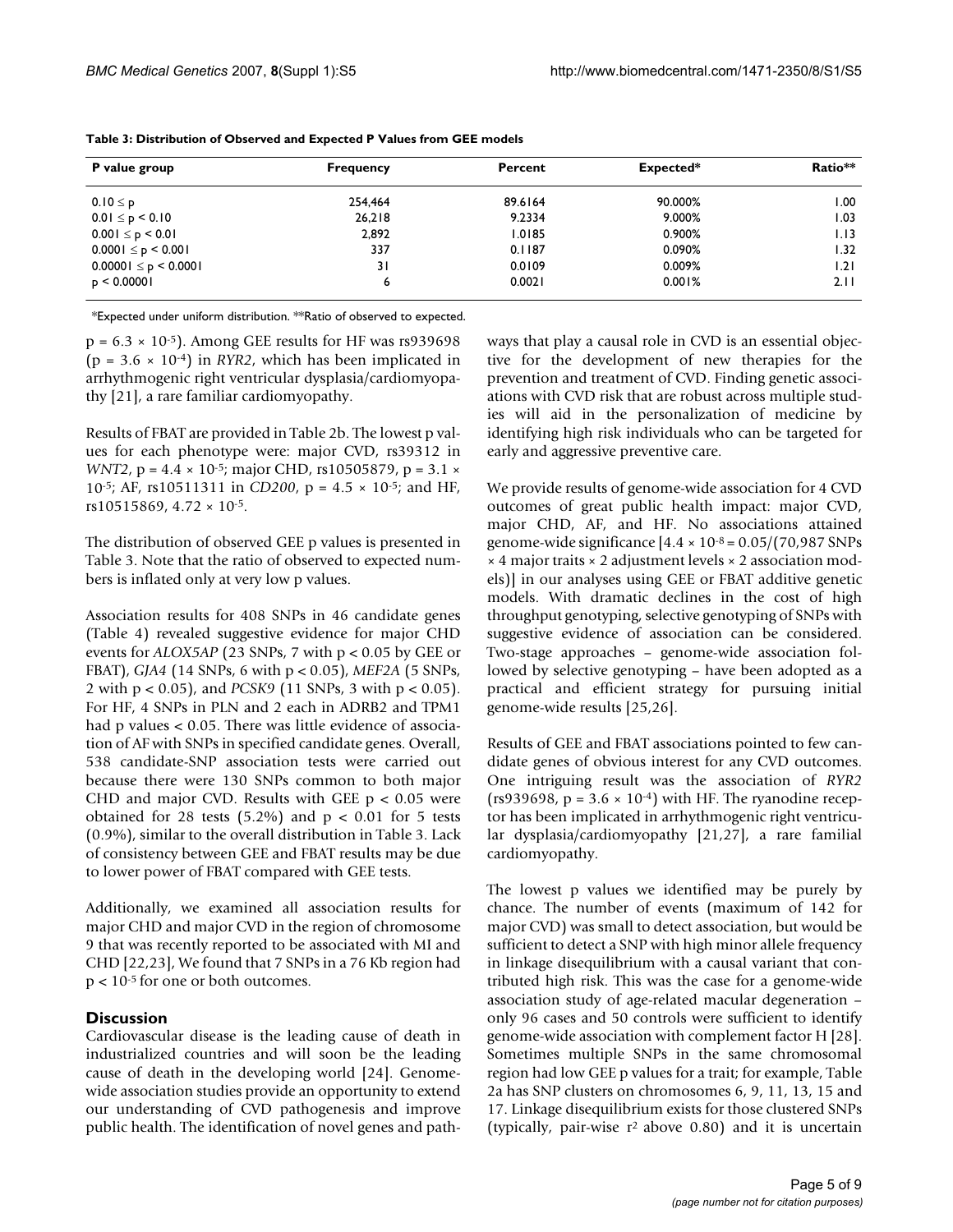**Table 3: Distribution of Observed and Expected P Values from GEE models**

| P value group | Frequency | Percent | Expected* | Ratio** |
|---|---|---|---|---|
| $0.10 \le p$ | 254,464 | 89.6164 | 90.000% | 1.00 |
| $0.01 \le p < 0.10$ | 26,218 | 9.2334 | 9.000% | 1.03 |
| $0.001 \le p < 0.01$ | 2,892 | 1.0185 | 0.900% | 1.13 |
| $0.0001 \le p < 0.001$ | 337 | 0.1187 | 0.090% | 1.32 |
| $0.00001 \le p < 0.0001$ | 31 | 0.0109 | 0.009% | 1.21 |
| $p < 0.00001$ | 6 | 0.0021 | 0.001% | 2.11 |

*Expected under uniform distribution. **Ratio of observed to expected.

$p = 6.3 \times 10^{-5}$). Among GEE results for HF was rs939698 ($p = 3.6 \times 10^{-4}$) in *RYR2*, which has been implicated in arrhythmogenic right ventricular dysplasia/cardiomyopathy [21], a rare familiar cardiomyopathy.

Results of FBAT are provided in Table 2b. The lowest p values for each phenotype were: major CVD, rs39312 in *WNT2*, $p = 4.4 \times 10^{-5}$; major CHD, rs10505879, $p = 3.1 \times 10^{-5}$; AF, rs10511311 in *CD200*, $p = 4.5 \times 10^{-5}$; and HF, rs10515869, $4.72 \times 10^{-5}$.

The distribution of observed GEE p values is presented in Table 3. Note that the ratio of observed to expected numbers is inflated only at very low p values.

Association results for 408 SNPs in 46 candidate genes (Table 4) revealed suggestive evidence for major CHD events for *ALOX5AP* (23 SNPs, 7 with $p < 0.05$ by GEE or FBAT), *GJA4* (14 SNPs, 6 with $p < 0.05$), *MEF2A* (5 SNPs, 2 with $p < 0.05$), and *PCSK9* (11 SNPs, 3 with $p < 0.05$). For HF, 4 SNPs in PLN and 2 each in ADRB2 and TPM1 had p values < 0.05. There was little evidence of association of AF with SNPs in specified candidate genes. Overall, 538 candidate-SNP association tests were carried out because there were 130 SNPs common to both major CHD and major CVD. Results with GEE $p < 0.05$ were obtained for 28 tests (5.2%) and $p < 0.01$ for 5 tests (0.9%), similar to the overall distribution in Table 3. Lack of consistency between GEE and FBAT results may be due to lower power of FBAT compared with GEE tests.

Additionally, we examined all association results for major CHD and major CVD in the region of chromosome 9 that was recently reported to be associated with MI and CHD [22,23], We found that 7 SNPs in a 76 Kb region had $p < 10^{-5}$ for one or both outcomes.

## Discussion

Cardiovascular disease is the leading cause of death in industrialized countries and will soon be the leading cause of death in the developing world [24]. Genome-wide association studies provide an opportunity to extend our understanding of CVD pathogenesis and improve public health. The identification of novel genes and pathways that play a causal role in CVD is an essential objective for the development of new therapies for the prevention and treatment of CVD. Finding genetic associations with CVD risk that are robust across multiple studies will aid in the personalization of medicine by identifying high risk individuals who can be targeted for early and aggressive preventive care.

We provide results of genome-wide association for 4 CVD outcomes of great public health impact: major CVD, major CHD, AF, and HF. No associations attained genome-wide significance [$4.4 \times 10^{-8} = 0.05/(70{,}987$ SNPs $\times$ 4 major traits $\times$ 2 adjustment levels $\times$ 2 association models)] in our analyses using GEE or FBAT additive genetic models. With dramatic declines in the cost of high throughput genotyping, selective genotyping of SNPs with suggestive evidence of association can be considered. Two-stage approaches – genome-wide association followed by selective genotyping – have been adopted as a practical and efficient strategy for pursuing initial genome-wide results [25,26].

Results of GEE and FBAT associations pointed to few candidate genes of obvious interest for any CVD outcomes. One intriguing result was the association of *RYR2* (rs939698, $p = 3.6 \times 10^{-4}$) with HF. The ryanodine receptor has been implicated in arrhythmogenic right ventricular dysplasia/cardiomyopathy [21,27], a rare familial cardiomyopathy.

The lowest p values we identified may be purely by chance. The number of events (maximum of 142 for major CVD) was small to detect association, but would be sufficient to detect a SNP with high minor allele frequency in linkage disequilibrium with a causal variant that contributed high risk. This was the case for a genome-wide association study of age-related macular degeneration – only 96 cases and 50 controls were sufficient to identify genome-wide association with complement factor H [28]. Sometimes multiple SNPs in the same chromosomal region had low GEE p values for a trait; for example, Table 2a has SNP clusters on chromosomes 6, 9, 11, 13, 15 and 17. Linkage disequilibrium exists for those clustered SNPs (typically, pair-wise $r^2$ above 0.80) and it is uncertain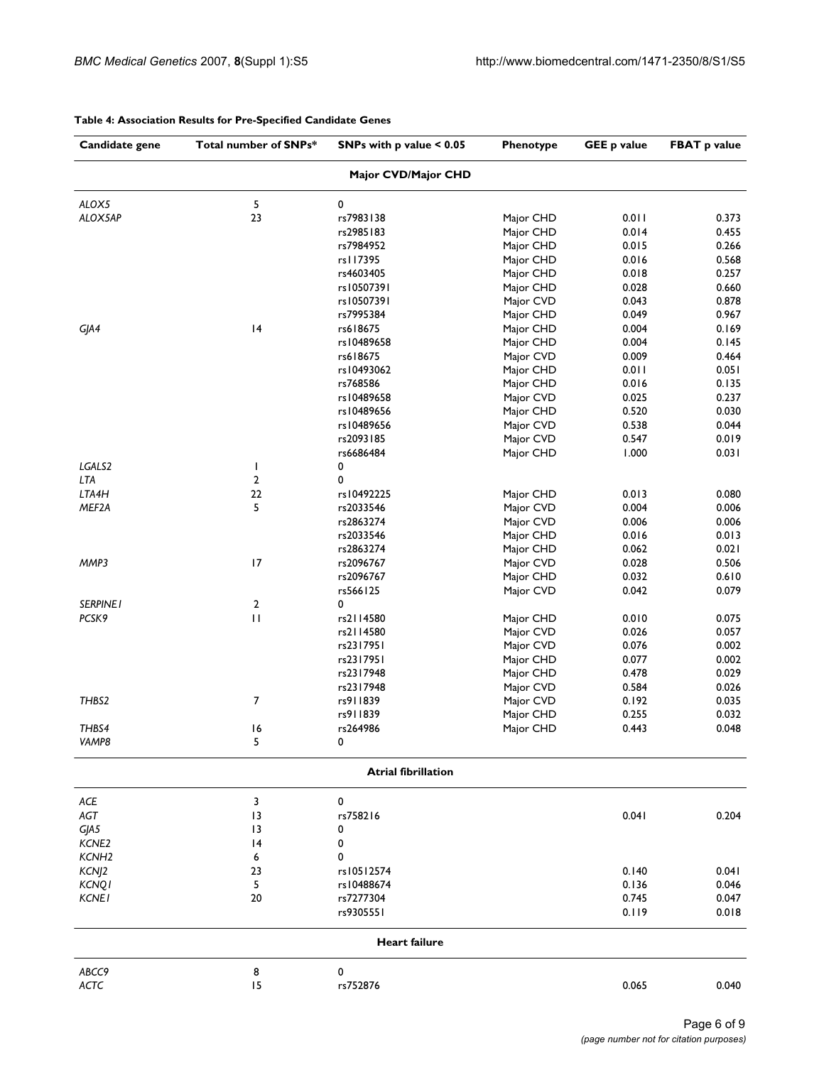**Table 4: Association Results for Pre-Specified Candidate Genes**

| Candidate gene | Total number of SNPs* | SNPs with p value < 0.05 | Phenotype | GEE p value | FBAT p value |
| --- | --- | --- | --- | --- | --- |
| | | **Major CVD/Major CHD** | | | |
| *ALOX5* | 5 | 0 | | | |
| *ALOX5AP* | 23 | rs7983138 | Major CHD | 0.011 | 0.373 |
| | | rs2985183 | Major CHD | 0.014 | 0.455 |
| | | rs7984952 | Major CHD | 0.015 | 0.266 |
| | | rs117395 | Major CHD | 0.016 | 0.568 |
| | | rs4603405 | Major CHD | 0.018 | 0.257 |
| | | rs10507391 | Major CHD | 0.028 | 0.660 |
| | | rs10507391 | Major CVD | 0.043 | 0.878 |
| | | rs7995384 | Major CHD | 0.049 | 0.967 |
| *GJA4* | 14 | rs618675 | Major CHD | 0.004 | 0.169 |
| | | rs10489658 | Major CHD | 0.004 | 0.145 |
| | | rs618675 | Major CVD | 0.009 | 0.464 |
| | | rs10493062 | Major CHD | 0.011 | 0.051 |
| | | rs768586 | Major CHD | 0.016 | 0.135 |
| | | rs10489658 | Major CVD | 0.025 | 0.237 |
| | | rs10489656 | Major CHD | 0.520 | 0.030 |
| | | rs10489656 | Major CVD | 0.538 | 0.044 |
| | | rs2093185 | Major CVD | 0.547 | 0.019 |
| | | rs6686484 | Major CHD | 1.000 | 0.031 |
| *LGALS2* | 1 | 0 | | | |
| *LTA* | 2 | 0 | | | |
| *LTA4H* | 22 | rs10492225 | Major CHD | 0.013 | 0.080 |
| *MEF2A* | 5 | rs2033546 | Major CVD | 0.004 | 0.006 |
| | | rs2863274 | Major CVD | 0.006 | 0.006 |
| | | rs2033546 | Major CHD | 0.016 | 0.013 |
| | | rs2863274 | Major CHD | 0.062 | 0.021 |
| *MMP3* | 17 | rs2096767 | Major CVD | 0.028 | 0.506 |
| | | rs2096767 | Major CHD | 0.032 | 0.610 |
| | | rs566125 | Major CVD | 0.042 | 0.079 |
| *SERPINE1* | 2 | 0 | | | |
| *PCSK9* | 11 | rs2114580 | Major CHD | 0.010 | 0.075 |
| | | rs2114580 | Major CVD | 0.026 | 0.057 |
| | | rs2317951 | Major CVD | 0.076 | 0.002 |
| | | rs2317951 | Major CHD | 0.077 | 0.002 |
| | | rs2317948 | Major CHD | 0.478 | 0.029 |
| | | rs2317948 | Major CVD | 0.584 | 0.026 |
| *THBS2* | 7 | rs911839 | Major CVD | 0.192 | 0.035 |
| | | rs911839 | Major CHD | 0.255 | 0.032 |
| *THBS4* | 16 | rs264986 | Major CHD | 0.443 | 0.048 |
| *VAMP8* | 5 | 0 | | | |
| | | **Atrial fibrillation** | | | |
| *ACE* | 3 | 0 | | | |
| *AGT* | 13 | rs758216 | | 0.041 | 0.204 |
| *GJA5* | 13 | 0 | | | |
| *KCNE2* | 14 | 0 | | | |
| *KCNH2* | 6 | 0 | | | |
| *KCNJ2* | 23 | rs10512574 | | 0.140 | 0.041 |
| *KCNQ1* | 5 | rs10488674 | | 0.136 | 0.046 |
| *KCNE1* | 20 | rs7277304 | | 0.745 | 0.047 |
| | | rs9305551 | | 0.119 | 0.018 |
| | | **Heart failure** | | | |
| *ABCC9* | 8 | 0 | | | |
| *ACTC* | 15 | rs752876 | | 0.065 | 0.040 |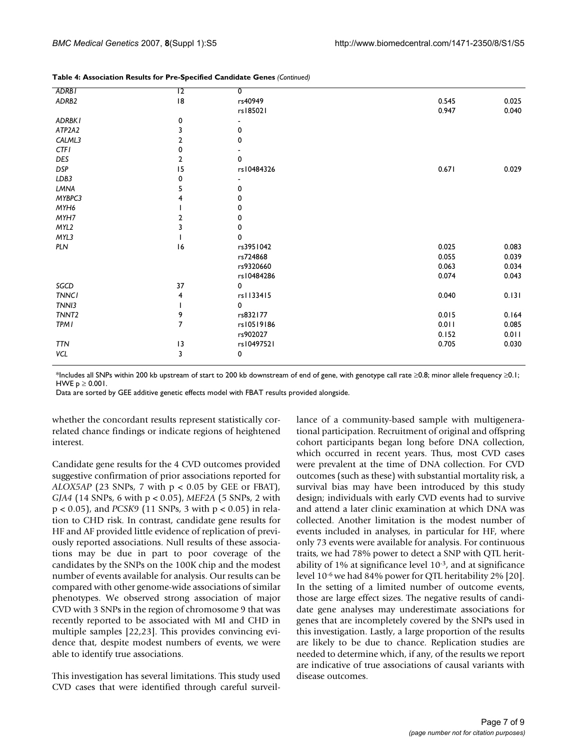**Table 4: Association Results for Pre-Specified Candidate Genes** *(Continued)*

| | | | | |
|---|---|---|---|---|
| *ADRB1* | 12 | 0 | | |
| *ADRB2* | 18 | rs40949 | 0.545 | 0.025 |
| | | rs185021 | 0.947 | 0.040 |
| *ADRBK1* | 0 | - | | |
| *ATP2A2* | 3 | 0 | | |
| *CALML3* | 2 | 0 | | |
| *CTF1* | 0 | - | | |
| *DES* | 2 | 0 | | |
| *DSP* | 15 | rs10484326 | 0.671 | 0.029 |
| *LDB3* | 0 | - | | |
| *LMNA* | 5 | 0 | | |
| *MYBPC3* | 4 | 0 | | |
| *MYH6* | 1 | 0 | | |
| *MYH7* | 2 | 0 | | |
| *MYL2* | 3 | 0 | | |
| *MYL3* | 1 | 0 | | |
| *PLN* | 16 | rs3951042 | 0.025 | 0.083 |
| | | rs724868 | 0.055 | 0.039 |
| | | rs9320660 | 0.063 | 0.034 |
| | | rs10484286 | 0.074 | 0.043 |
| *SGCD* | 37 | 0 | | |
| *TNNC1* | 4 | rs1133415 | 0.040 | 0.131 |
| *TNNI3* | 1 | 0 | | |
| *TNNT2* | 9 | rs832177 | 0.015 | 0.164 |
| *TPM1* | 7 | rs10519186 | 0.011 | 0.085 |
| | | rs902027 | 0.152 | 0.011 |
| *TTN* | 13 | rs10497521 | 0.705 | 0.030 |
| *VCL* | 3 | 0 | | |

*Includes all SNPs within 200 kb upstream of start to 200 kb downstream of end of gene, with genotype call rate ≥0.8; minor allele frequency ≥0.1; HWE $p \geq 0.001$.

Data are sorted by GEE additive genetic effects model with FBAT results provided alongside.

whether the concordant results represent statistically correlated chance findings or indicate regions of heightened interest.

Candidate gene results for the 4 CVD outcomes provided suggestive confirmation of prior associations reported for *ALOX5AP* (23 SNPs, 7 with $p < 0.05$ by GEE or FBAT), *GJA4* (14 SNPs, 6 with $p < 0.05$), *MEF2A* (5 SNPs, 2 with $p < 0.05$), and *PCSK9* (11 SNPs, 3 with $p < 0.05$) in relation to CHD risk. In contrast, candidate gene results for HF and AF provided little evidence of replication of previously reported associations. Null results of these associations may be due in part to poor coverage of the candidates by the SNPs on the 100K chip and the modest number of events available for analysis. Our results can be compared with other genome-wide associations of similar phenotypes. We observed strong association of major CVD with 3 SNPs in the region of chromosome 9 that was recently reported to be associated with MI and CHD in multiple samples [22,23]. This provides convincing evidence that, despite modest numbers of events, we were able to identify true associations.

This investigation has several limitations. This study used CVD cases that were identified through careful surveillance of a community-based sample with multigenerational participation. Recruitment of original and offspring cohort participants began long before DNA collection, which occurred in recent years. Thus, most CVD cases were prevalent at the time of DNA collection. For CVD outcomes (such as these) with substantial mortality risk, a survival bias may have been introduced by this study design; individuals with early CVD events had to survive and attend a later clinic examination at which DNA was collected. Another limitation is the modest number of events included in analyses, in particular for HF, where only 73 events were available for analysis. For continuous traits, we had 78% power to detect a SNP with QTL heritability of 1% at significance level $10^{-3}$, and at significance level $10^{-6}$ we had 84% power for QTL heritability 2% [20]. In the setting of a limited number of outcome events, those are large effect sizes. The negative results of candidate gene analyses may underestimate associations for genes that are incompletely covered by the SNPs used in this investigation. Lastly, a large proportion of the results are likely to be due to chance. Replication studies are needed to determine which, if any, of the results we report are indicative of true associations of causal variants with disease outcomes.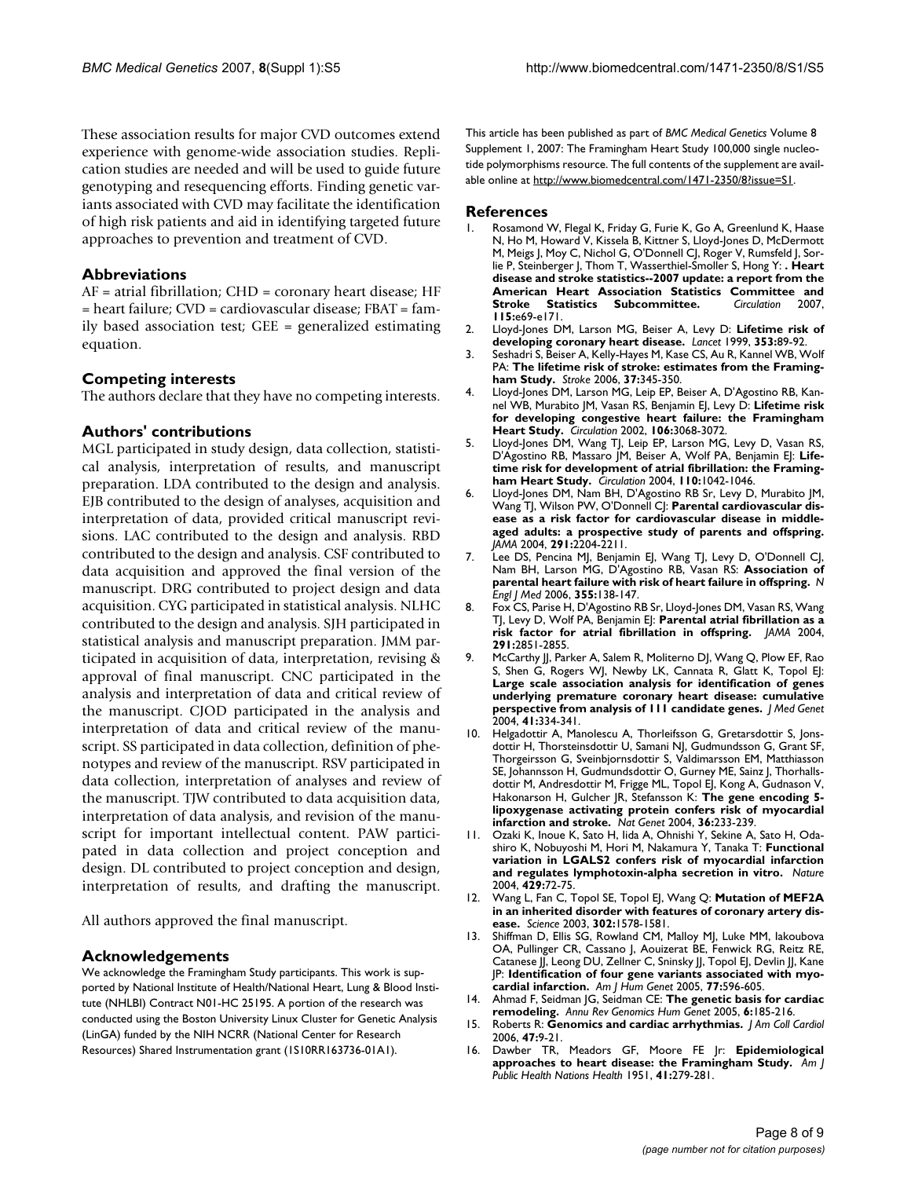These association results for major CVD outcomes extend experience with genome-wide association studies. Replication studies are needed and will be used to guide future genotyping and resequencing efforts. Finding genetic variants associated with CVD may facilitate the identification of high risk patients and aid in identifying targeted future approaches to prevention and treatment of CVD.

## Abbreviations

AF = atrial fibrillation; CHD = coronary heart disease; HF = heart failure; CVD = cardiovascular disease; FBAT = family based association test; GEE = generalized estimating equation.

## Competing interests

The authors declare that they have no competing interests.

## Authors' contributions

MGL participated in study design, data collection, statistical analysis, interpretation of results, and manuscript preparation. LDA contributed to the design and analysis. EJB contributed to the design of analyses, acquisition and interpretation of data, provided critical manuscript revisions. LAC contributed to the design and analysis. RBD contributed to the design and analysis. CSF contributed to data acquisition and approved the final version of the manuscript. DRG contributed to project design and data acquisition. CYG participated in statistical analysis. NLHC contributed to the design and analysis. SJH participated in statistical analysis and manuscript preparation. JMM participated in acquisition of data, interpretation, revising & approval of final manuscript. CNC participated in the analysis and interpretation of data and critical review of the manuscript. CJOD participated in the analysis and interpretation of data and critical review of the manuscript. SS participated in data collection, definition of phenotypes and review of the manuscript. RSV participated in data collection, interpretation of analyses and review of the manuscript. TJW contributed to data acquisition data, interpretation of data analysis, and revision of the manuscript for important intellectual content. PAW participated in data collection and project conception and design. DL contributed to project conception and design, interpretation of results, and drafting the manuscript.

All authors approved the final manuscript.

## Acknowledgements

We acknowledge the Framingham Study participants. This work is supported by National Institute of Health/National Heart, Lung & Blood Institute (NHLBI) Contract N01-HC 25195. A portion of the research was conducted using the Boston University Linux Cluster for Genetic Analysis (LinGA) funded by the NIH NCRR (National Center for Research Resources) Shared Instrumentation grant (1S10RR163736-01A1).

This article has been published as part of *BMC Medical Genetics* Volume 8 Supplement 1, 2007: The Framingham Heart Study 100,000 single nucleotide polymorphisms resource. The full contents of the supplement are available online at http://www.biomedcentral.com/1471-2350/8?issue=S1.

## References

1. Rosamond W, Flegal K, Friday G, Furie K, Go A, Greenlund K, Haase N, Ho M, Howard V, Kissela B, Kittner S, Lloyd-Jones D, McDermott M, Meigs J, Moy C, Nichol G, O'Donnell CJ, Roger V, Rumsfeld J, Sorlie P, Steinberger J, Thom T, Wasserthiel-Smoller S, Hong Y: **. Heart disease and stroke statistics--2007 update: a report from the American Heart Association Statistics Committee and Stroke Statistics Subcommittee.** *Circulation* 2007, **115:**e69-e171.
2. Lloyd-Jones DM, Larson MG, Beiser A, Levy D: **Lifetime risk of developing coronary heart disease.** *Lancet* 1999, **353:**89-92.
3. Seshadri S, Beiser A, Kelly-Hayes M, Kase CS, Au R, Kannel WB, Wolf PA: **The lifetime risk of stroke: estimates from the Framingham Study.** *Stroke* 2006, **37:**345-350.
4. Lloyd-Jones DM, Larson MG, Leip EP, Beiser A, D'Agostino RB, Kannel WB, Murabito JM, Vasan RS, Benjamin EJ, Levy D: **Lifetime risk for developing congestive heart failure: the Framingham Heart Study.** *Circulation* 2002, **106:**3068-3072.
5. Lloyd-Jones DM, Wang TJ, Leip EP, Larson MG, Levy D, Vasan RS, D'Agostino RB, Massaro JM, Beiser A, Wolf PA, Benjamin EJ: **Lifetime risk for development of atrial fibrillation: the Framingham Heart Study.** *Circulation* 2004, **110:**1042-1046.
6. Lloyd-Jones DM, Nam BH, D'Agostino RB Sr, Levy D, Murabito JM, Wang TJ, Wilson PW, O'Donnell CJ: **Parental cardiovascular disease as a risk factor for cardiovascular disease in middle-aged adults: a prospective study of parents and offspring.** *JAMA* 2004, **291:**2204-2211.
7. Lee DS, Pencina MJ, Benjamin EJ, Wang TJ, Levy D, O'Donnell CJ, Nam BH, Larson MG, D'Agostino RB, Vasan RS: **Association of parental heart failure with risk of heart failure in offspring.** *N Engl J Med* 2006, **355:**138-147.
8. Fox CS, Parise H, D'Agostino RB Sr, Lloyd-Jones DM, Vasan RS, Wang TJ, Levy D, Wolf PA, Benjamin EJ: **Parental atrial fibrillation as a risk factor for atrial fibrillation in offspring.** *JAMA* 2004, **291:**2851-2855.
9. McCarthy JJ, Parker A, Salem R, Moliterno DJ, Wang Q, Plow EF, Rao S, Shen G, Rogers WJ, Newby LK, Cannata R, Glatt K, Topol EJ: **Large scale association analysis for identification of genes underlying premature coronary heart disease: cumulative perspective from analysis of 111 candidate genes.** *J Med Genet* 2004, **41:**334-341.
10. Helgadottir A, Manolescu A, Thorleifsson G, Gretarsdottir S, Jonsdottir H, Thorsteinsdottir U, Samani NJ, Gudmundsson G, Grant SF, Thorgeirsson G, Sveinbjornsdottir S, Valdimarsson EM, Matthiasson SE, Johannsson H, Gudmundsdottir O, Gurney ME, Sainz J, Thorhallsdottir M, Andresdottir M, Frigge ML, Topol EJ, Kong A, Gudnason V, Hakonarson H, Gulcher JR, Stefansson K: **The gene encoding 5-lipoxygenase activating protein confers risk of myocardial infarction and stroke.** *Nat Genet* 2004, **36:**233-239.
11. Ozaki K, Inoue K, Sato H, Iida A, Ohnishi Y, Sekine A, Sato H, Odashiro K, Nobuyoshi M, Hori M, Nakamura Y, Tanaka T: **Functional variation in LGALS2 confers risk of myocardial infarction and regulates lymphotoxin-alpha secretion in vitro.** *Nature* 2004, **429:**72-75.
12. Wang L, Fan C, Topol SE, Topol EJ, Wang Q: **Mutation of MEF2A in an inherited disorder with features of coronary artery disease.** *Science* 2003, **302:**1578-1581.
13. Shiffman D, Ellis SG, Rowland CM, Malloy MJ, Luke MM, Iakoubova OA, Pullinger CR, Cassano J, Aouizerat BE, Fenwick RG, Reitz RE, Catanese JJ, Leong DU, Zellner C, Sninsky JJ, Topol EJ, Devlin JJ, Kane JP: **Identification of four gene variants associated with myocardial infarction.** *Am J Hum Genet* 2005, **77:**596-605.
14. Ahmad F, Seidman JG, Seidman CE: **The genetic basis for cardiac remodeling.** *Annu Rev Genomics Hum Genet* 2005, **6:**185-216.
15. Roberts R: **Genomics and cardiac arrhythmias.** *J Am Coll Cardiol* 2006, **47:**9-21.
16. Dawber TR, Meadors GF, Moore FE Jr: **Epidemiological approaches to heart disease: the Framingham Study.** *Am J Public Health Nations Health* 1951, **41:**279-281.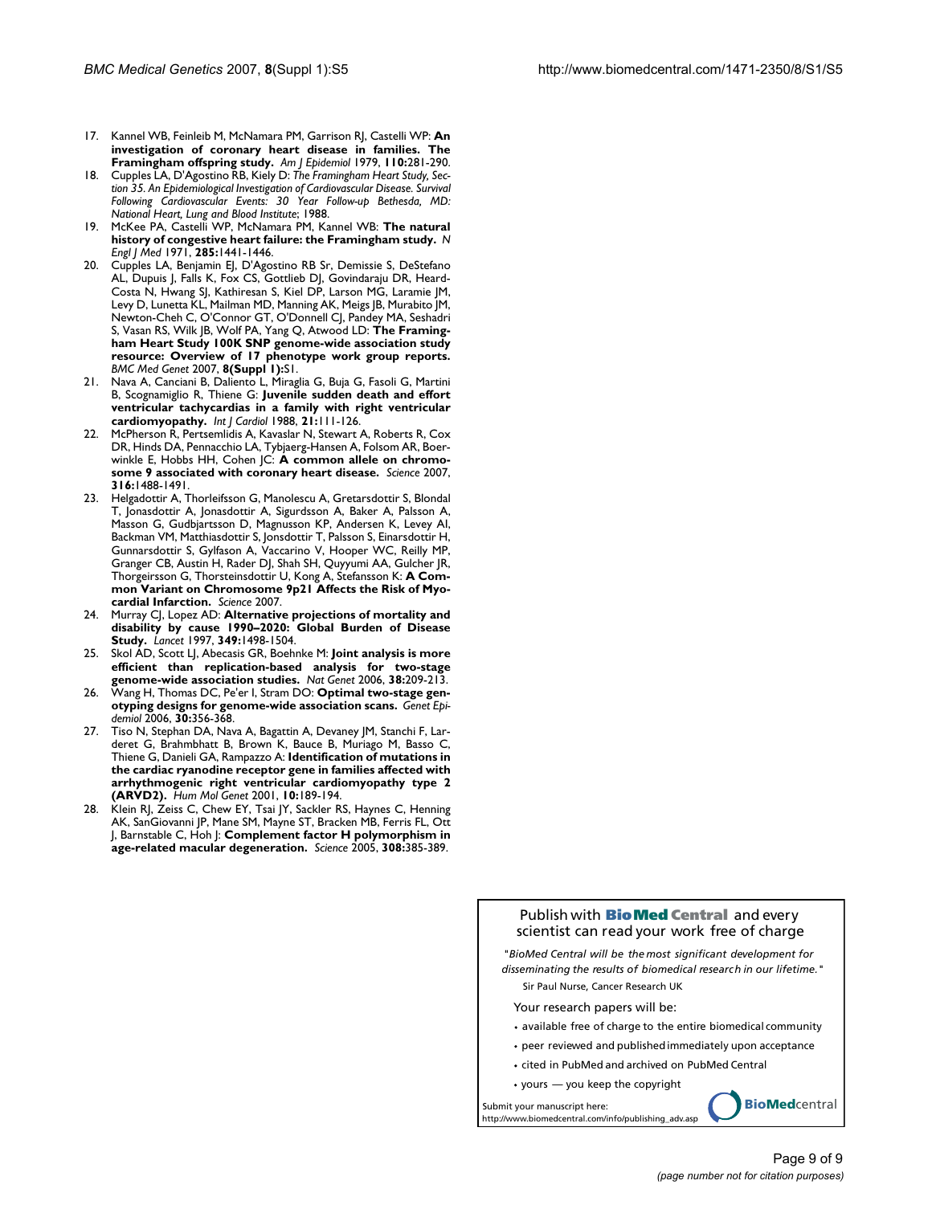17. Kannel WB, Feinleib M, McNamara PM, Garrison RJ, Castelli WP: **An investigation of coronary heart disease in families. The Framingham offspring study.** *Am J Epidemiol* 1979, **110:**281-290.
18. Cupples LA, D'Agostino RB, Kiely D: *The Framingham Heart Study, Section 35. An Epidemiological Investigation of Cardiovascular Disease. Survival Following Cardiovascular Events: 30 Year Follow-up Bethesda, MD: National Heart, Lung and Blood Institute*; 1988.
19. McKee PA, Castelli WP, McNamara PM, Kannel WB: **The natural history of congestive heart failure: the Framingham study.** *N Engl J Med* 1971, **285:**1441-1446.
20. Cupples LA, Benjamin EJ, D'Agostino RB Sr, Demissie S, DeStefano AL, Dupuis J, Falls K, Fox CS, Gottlieb DJ, Govindaraju DR, Heard-Costa N, Hwang SJ, Kathiresan S, Kiel DP, Larson MG, Laramie JM, Levy D, Lunetta KL, Mailman MD, Manning AK, Meigs JB, Murabito JM, Newton-Cheh C, O'Connor GT, O'Donnell CJ, Pandey MA, Seshadri S, Vasan RS, Wilk JB, Wolf PA, Yang Q, Atwood LD: **The Framingham Heart Study 100K SNP genome-wide association study resource: Overview of 17 phenotype work group reports.** *BMC Med Genet* 2007, **8(Suppl 1):**S1.
21. Nava A, Canciani B, Daliento L, Miraglia G, Buja G, Fasoli G, Martini B, Scognamiglio R, Thiene G: **Juvenile sudden death and effort ventricular tachycardias in a family with right ventricular cardiomyopathy.** *Int J Cardiol* 1988, **21:**111-126.
22. McPherson R, Pertsemlidis A, Kavaslar N, Stewart A, Roberts R, Cox DR, Hinds DA, Pennacchio LA, Tybjaerg-Hansen A, Folsom AR, Boerwinkle E, Hobbs HH, Cohen JC: **A common allele on chromosome 9 associated with coronary heart disease.** *Science* 2007, **316:**1488-1491.
23. Helgadottir A, Thorleifsson G, Manolescu A, Gretarsdottir S, Blondal T, Jonasdottir A, Jonasdottir A, Sigurdsson A, Baker A, Palsson A, Masson G, Gudbjartsson D, Magnusson KP, Andersen K, Levey AI, Backman VM, Matthiasdottir S, Jonsdottir T, Palsson S, Einarsdottir H, Gunnarsdottir S, Gylfason A, Vaccarino V, Hooper WC, Reilly MP, Granger CB, Austin H, Rader DJ, Shah SH, Quyyumi AA, Gulcher JR, Thorgeirsson G, Thorsteinsdottir U, Kong A, Stefansson K: **A Common Variant on Chromosome 9p21 Affects the Risk of Myocardial Infarction.** *Science* 2007.
24. Murray CJ, Lopez AD: **Alternative projections of mortality and disability by cause 1990–2020: Global Burden of Disease Study.** *Lancet* 1997, **349:**1498-1504.
25. Skol AD, Scott LJ, Abecasis GR, Boehnke M: **Joint analysis is more efficient than replication-based analysis for two-stage genome-wide association studies.** *Nat Genet* 2006, **38:**209-213.
26. Wang H, Thomas DC, Pe'er I, Stram DO: **Optimal two-stage genotyping designs for genome-wide association scans.** *Genet Epidemiol* 2006, **30:**356-368.
27. Tiso N, Stephan DA, Nava A, Bagattin A, Devaney JM, Stanchi F, Larderet G, Brahmbhatt B, Brown K, Bauce B, Muriago M, Basso C, Thiene G, Danieli GA, Rampazzo A: **Identification of mutations in the cardiac ryanodine receptor gene in families affected with arrhythmogenic right ventricular cardiomyopathy type 2 (ARVD2).** *Hum Mol Genet* 2001, **10:**189-194.
28. Klein RJ, Zeiss C, Chew EY, Tsai JY, Sackler RS, Haynes C, Henning AK, SanGiovanni JP, Mane SM, Mayne ST, Bracken MB, Ferris FL, Ott J, Barnstable C, Hoh J: **Complement factor H polymorphism in age-related macular degeneration.** *Science* 2005, **308:**385-389.

Publish with **BioMed Central** and every scientist can read your work free of charge

*"BioMed Central will be the most significant development for disseminating the results of biomedical research in our lifetime."*

Sir Paul Nurse, Cancer Research UK

Your research papers will be:

- available free of charge to the entire biomedical community
- peer reviewed and published immediately upon acceptance
- cited in PubMed and archived on PubMed Central
- yours — you keep the copyright

Submit your manuscript here:
http://www.biomedcentral.com/info/publishing_adv.asp

**BioMed**central